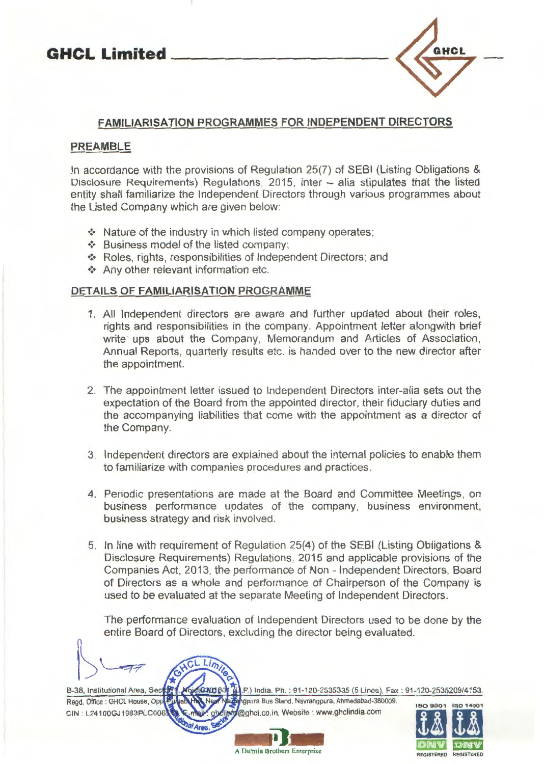## FAMILIARISATION PROGRAMMES FOR INDEPENDENT DIRECTORS

### PREAMBLE

In accordance with the provisions of Regulation 25(7) of SEBI (Listing Obligations & Disclosure Requirements) Regulations, 2015, inter – alia stipulates that the listed entity shall familiarize the Independent Directors through various programmes about the Listed Company which are given below:

- Nature of the industry in which listed company operates;
- Business model of the listed company;
- Roles, rights, responsibilities of Independent Directors; and
- Any other relevant information etc.

### DETAILS OF FAMILIARISATION PROGRAMME

1. All Independent directors are aware and further updated about their roles, rights and responsibilities in the company. Appointment letter alongwith brief write ups about the Company, Memorandum and Articles of Association, Annual Reports, quarterly results etc. is handed over to the new director after the appointment.

2. The appointment letter issued to Independent Directors inter-alia sets out the expectation of the Board from the appointed director, their fiduciary duties and the accompanying liabilities that come with the appointment as a director of the Company.

3. Independent directors are explained about the internal policies to enable them to familiarize with companies procedures and practices.

4. Periodic presentations are made at the Board and Committee Meetings, on business performance updates of the company, business environment, business strategy and risk involved.

5. In line with requirement of Regulation 25(4) of the SEBI (Listing Obligations & Disclosure Requirements) Regulations, 2015 and applicable provisions of the Companies Act, 2013, the performance of Non - Independent Directors, Board of Directors as a whole and performance of Chairperson of the Company is used to be evaluated at the separate Meeting of Independent Directors.

   The performance evaluation of Independent Directors used to be done by the entire Board of Directors, excluding the director being evaluated.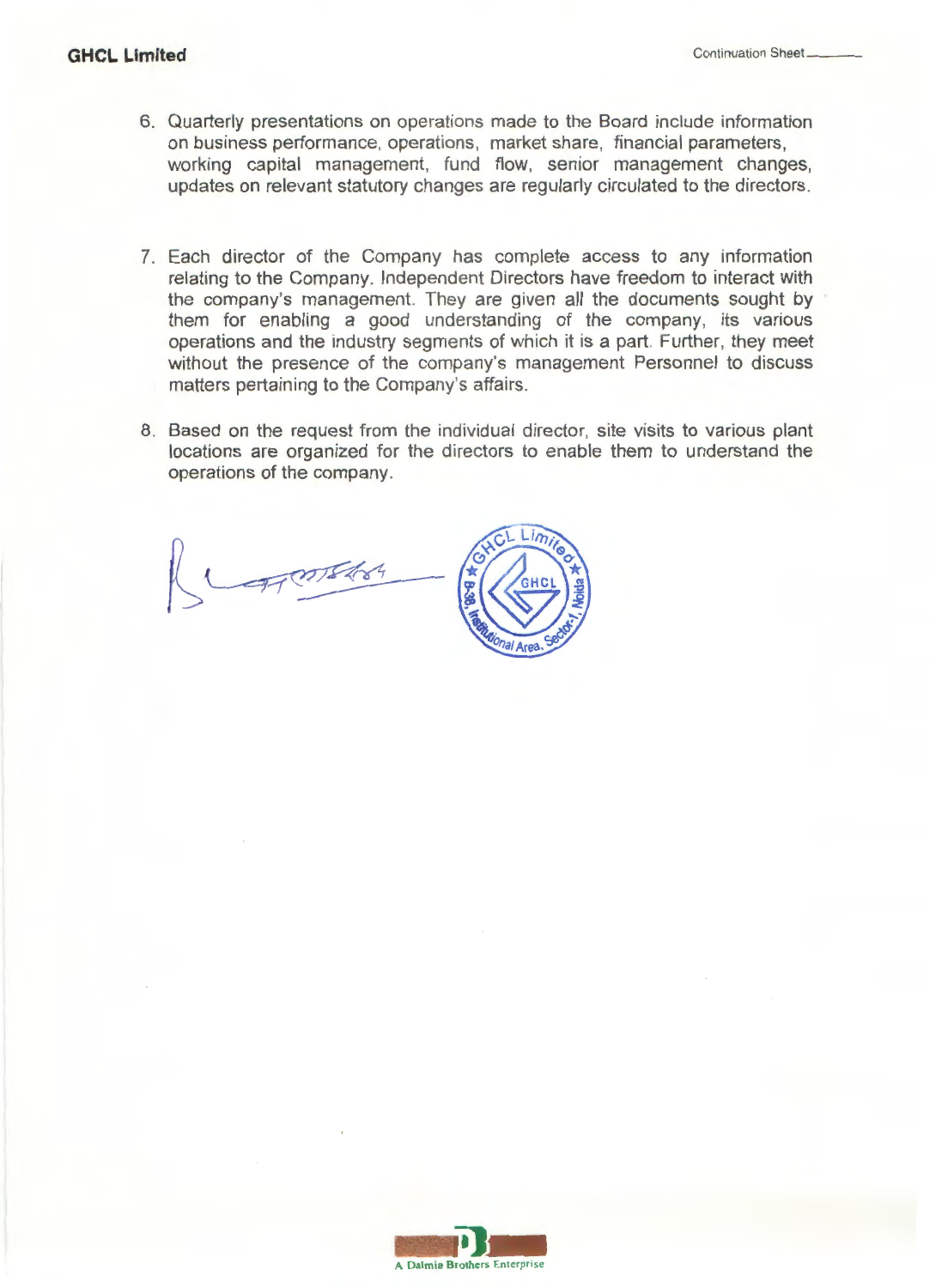6. Quarterly presentations on operations made to the Board include information on business performance, operations, market share, financial parameters, working capital management, fund flow, senior management changes, updates on relevant statutory changes are regularly circulated to the directors.

7. Each director of the Company has complete access to any information relating to the Company. Independent Directors have freedom to interact with the company's management. They are given all the documents sought by them for enabling a good understanding of the company, its various operations and the industry segments of which it is a part. Further, they meet without the presence of the company's management Personnel to discuss matters pertaining to the Company's affairs.

8. Based on the request from the individual director, site visits to various plant locations are organized for the directors to enable them to understand the operations of the company.